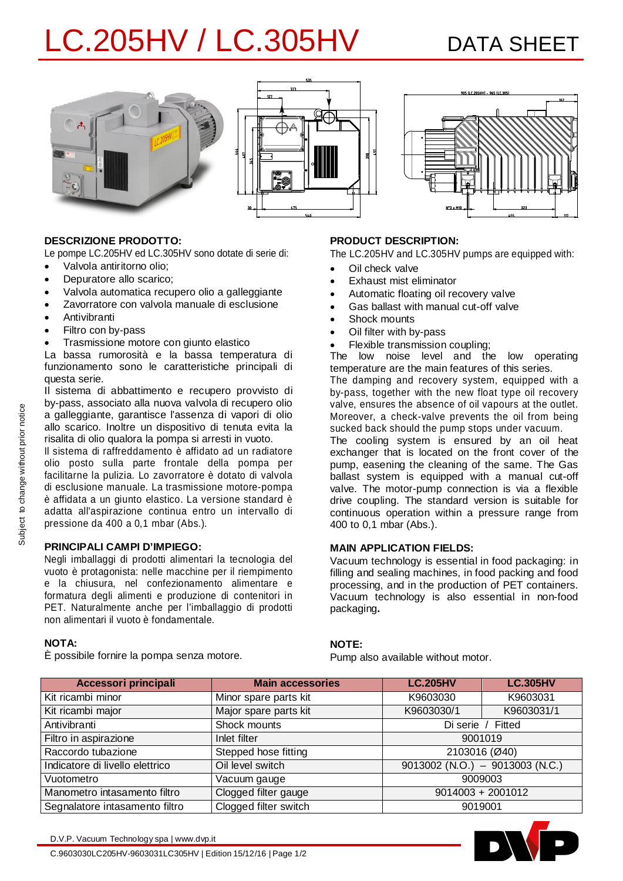# LC.205HV / LC.305HV

DATA SHEET

### DESCRIZIONE PRODOTTO:

Le pompe LC.205HV ed LC.305HV sono dotate di serie di:

- Valvola antiritorno olio;
- Depuratore allo scarico;
- Valvola automatica recupero olio a galleggiante
- Zavorratore con valvola manuale di esclusione
- Antivibranti
- Filtro con by-pass
- Trasmissione motore con giunto elastico

La bassa rumorosità e la bassa temperatura di funzionamento sono le caratteristiche principali di questa serie.

Il sistema di abbattimento e recupero provvisto di by-pass, associato alla nuova valvola di recupero olio a galleggiante, garantisce l'assenza di vapori di olio allo scarico. Inoltre un dispositivo di tenuta evita la risalita di olio qualora la pompa si arresti in vuoto.

Il sistema di raffreddamento è affidato ad un radiatore olio posto sulla parte frontale della pompa per facilitarne la pulizia. Lo zavorratore è dotato di valvola di esclusione manuale. La trasmissione motore-pompa è affidata a un giunto elastico. La versione standard è adatta all'aspirazione continua entro un intervallo di pressione da 400 a 0,1 mbar (Abs.).

### PRINCIPALI CAMPI D'IMPIEGO:

Negli imballaggi di prodotti alimentari la tecnologia del vuoto è protagonista: nelle macchine per il riempimento e la chiusura, nel confezionamento alimentare e formatura degli alimenti e produzione di contenitori in PET. Naturalmente anche per l'imballaggio di prodotti non alimentari il vuoto è fondamentale.

### NOTA:

È possibile fornire la pompa senza motore.

### PRODUCT DESCRIPTION:

The LC.205HV and LC.305HV pumps are equipped with:

- Oil check valve
- Exhaust mist eliminator
- Automatic floating oil recovery valve
- Gas ballast with manual cut-off valve
- Shock mounts
- Oil filter with by-pass
- Flexible transmission coupling;

The low noise level and the low operating temperature are the main features of this series.

The damping and recovery system, equipped with a by-pass, together with the new float type oil recovery valve, ensures the absence of oil vapours at the outlet. Moreover, a check-valve prevents the oil from being sucked back should the pump stops under vacuum.

The cooling system is ensured by an oil heat exchanger that is located on the front cover of the pump, easening the cleaning of the same. The Gas ballast system is equipped with a manual cut-off valve. The motor-pump connection is via a flexible drive coupling. The standard version is suitable for continuous operation within a pressure range from 400 to 0,1 mbar (Abs.).

### MAIN APPLICATION FIELDS:

Vacuum technology is essential in food packaging: in filling and sealing machines, in food packing and food processing, and in the production of PET containers. Vacuum technology is also essential in non-food packaging**.**

### NOTE:

Pump also available without motor.

| Accessori principali | Main accessories | LC.205HV | LC.305HV |
|---|---|---|---|
| Kit ricambi minor | Minor spare parts kit | K9603030 | K9603031 |
| Kit ricambi major | Major spare parts kit | K9603030/1 | K9603031/1 |
| Antivibranti | Shock mounts | Di serie / Fitted | |
| Filtro in aspirazione | Inlet filter | 9001019 | |
| Raccordo tubazione | Stepped hose fitting | 2103016 (Ø40) | |
| Indicatore di livello elettrico | Oil level switch | 9013002 (N.O.) – 9013003 (N.C.) | |
| Vuotometro | Vacuum gauge | 9009003 | |
| Manometro intasamento filtro | Clogged filter gauge | 9014003 + 2001012 | |
| Segnalatore intasamento filtro | Clogged filter switch | 9019001 | |

Subject to change without prior notice

D.V.P. Vacuum Technology spa | www.dvp.it

C.9603030LC205HV-9603031LC305HV | Edition 15/12/16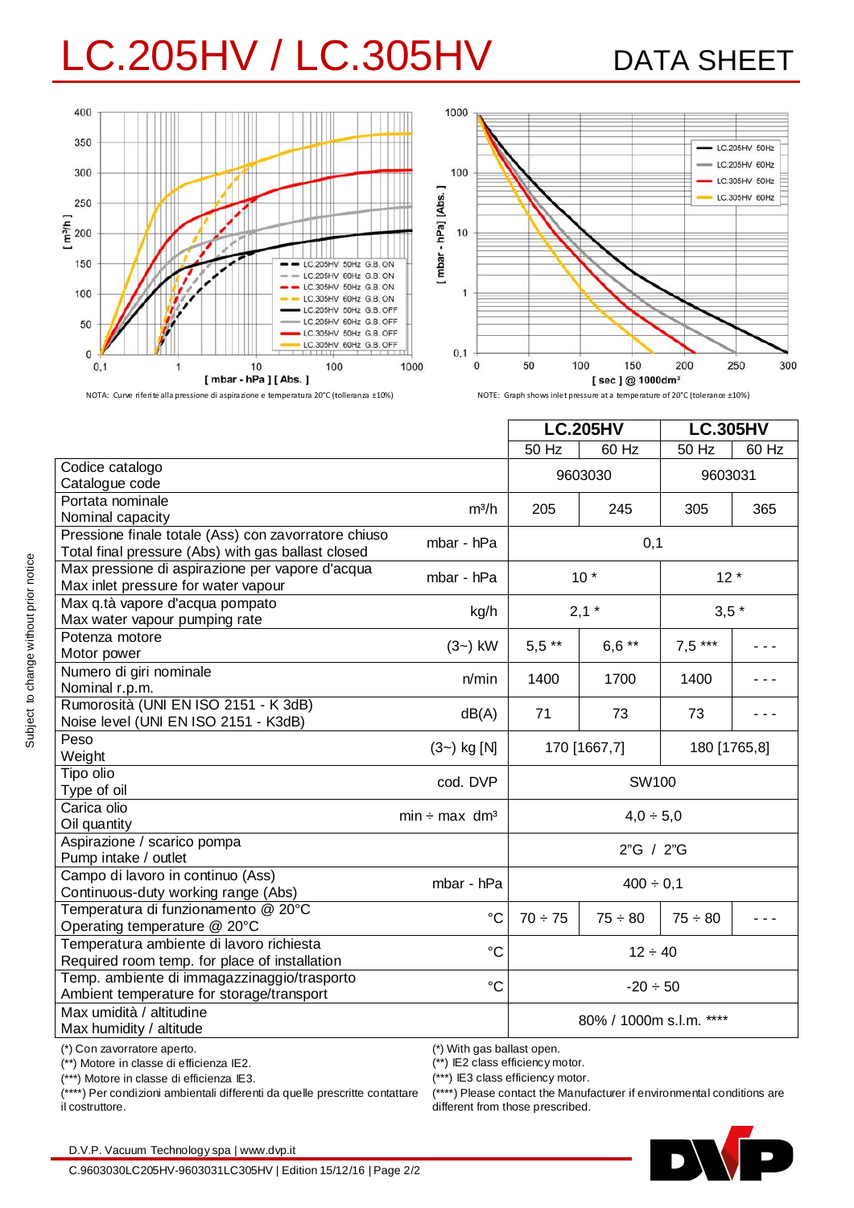# LC.205HV / LC.305HV

DATA SHEET

400
350
300
250
200
150
100
50
0
[ m³/h ]
0,1
1
10
100
1000
[ mbar - hPa ] [ Abs. ]

LC.205HV 50Hz G.B. ON
LC.205HV 60Hz G.B. ON
LC.305HV 50Hz G.B. ON
LC.305HV 60Hz G.B. ON
LC.205HV 50Hz G.B. OFF
LC.205HV 60Hz G.B. OFF
LC.305HV 50Hz G.B. OFF
LC.305HV 60Hz G.B. OFF

NOTA: Curve riferite alla pressione di aspirazione e temperatura 20°C (tolleranza ±10%)

1000
100
10
1
0,1
[ mbar - hPa] [Abs. ]
0
50
100
150
200
250
300
[ sec ] @ 1000dm³

LC.205HV 50Hz
LC.205HV 60Hz
LC.305HV 50Hz
LC.305HV 60Hz

NOTE: Graph shows inlet pressure at a temperature of 20°C (tolerance ±10%)

| | | LC.205HV | | LC.305HV | |
|---|---|---|---|---|---|
| | | 50 Hz | 60 Hz | 50 Hz | 60 Hz |
| Codice catalogo<br>Catalogue code | | 9603030 | | 9603031 | |
| Portata nominale<br>Nominal capacity | m³/h | 205 | 245 | 305 | 365 |
| Pressione finale totale (Ass) con zavorratore chiuso<br>Total final pressure (Abs) with gas ballast closed | mbar - hPa | 0,1 | | | |
| Max pressione di aspirazione per vapore d'acqua<br>Max inlet pressure for water vapour | mbar - hPa | 10 * | | 12 * | |
| Max q.tà vapore d'acqua pompato<br>Max water vapour pumping rate | kg/h | 2,1 * | | 3,5 * | |
| Potenza motore<br>Motor power | (3~) kW | 5,5 ** | 6,6 ** | 7,5 *** | - - - |
| Numero di giri nominale<br>Nominal r.p.m. | n/min | 1400 | 1700 | 1400 | - - - |
| Rumorosità (UNI EN ISO 2151 - K 3dB)<br>Noise level (UNI EN ISO 2151 - K3dB) | dB(A) | 71 | 73 | 73 | - - - |
| Peso<br>Weight | (3~) kg [N] | 170 [1667,7] | | 180 [1765,8] | |
| Tipo olio<br>Type of oil | cod. DVP | SW100 | | | |
| Carica olio<br>Oil quantity | min ÷ max dm³ | 4,0 ÷ 5,0 | | | |
| Aspirazione / scarico pompa<br>Pump intake / outlet | | 2"G / 2"G | | | |
| Campo di lavoro in continuo (Ass)<br>Continuous-duty working range (Abs) | mbar - hPa | 400 ÷ 0,1 | | | |
| Temperatura di funzionamento @ 20°C<br>Operating temperature @ 20°C | °C | 70 ÷ 75 | 75 ÷ 80 | 75 ÷ 80 | - - - |
| Temperatura ambiente di lavoro richiesta<br>Required room temp. for place of installation | °C | 12 ÷ 40 | | | |
| Temp. ambiente di immagazzinaggio/trasporto<br>Ambient temperature for storage/transport | °C | -20 ÷ 50 | | | |
| Max umidità / altitudine<br>Max humidity / altitude | | 80% / 1000m s.l.m. **** | | | |

(*) Con zavorratore aperto.
(**) Motore in classe di efficienza IE2.
(***) Motore in classe di efficienza IE3.
(****) Per condizioni ambientali differenti da quelle prescritte contattare il costruttore.

(*) With gas ballast open.
(**) IE2 class efficiency motor.
(***) IE3 class efficiency motor.
(****) Please contact the Manufacturer if environmental conditions are different from those prescribed.

Subject to change without prior notice

D.V.P. Vacuum Technology spa | www.dvp.it
C.9603030LC205HV-9603031LC305HV | Edition 15/12/16